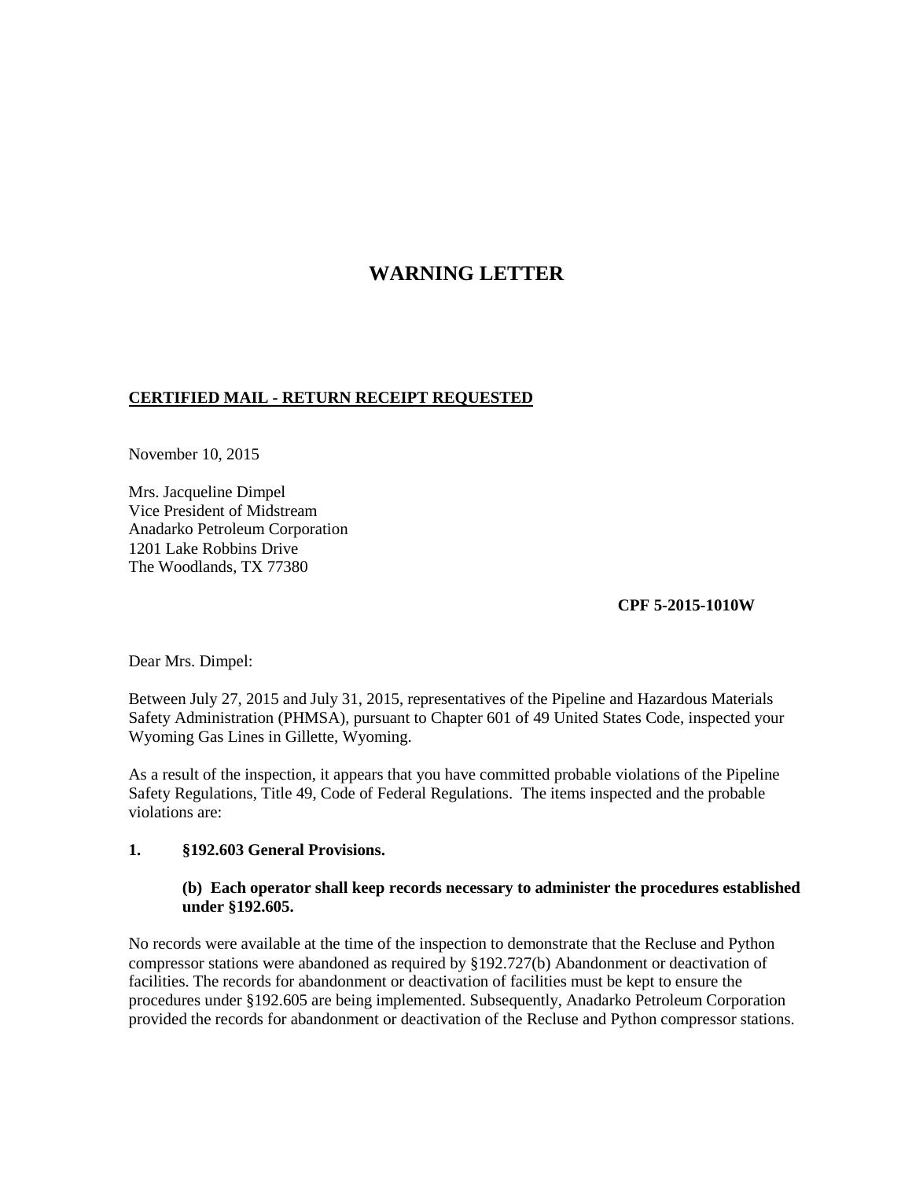# WARNING LETTER

**CERTIFIED MAIL - RETURN RECEIPT REQUESTED**

November 10, 2015

Mrs. Jacqueline Dimpel
Vice President of Midstream
Anadarko Petroleum Corporation
1201 Lake Robbins Drive
The Woodlands, TX 77380

**CPF 5-2015-1010W**

Dear Mrs. Dimpel:

Between July 27, 2015 and July 31, 2015, representatives of the Pipeline and Hazardous Materials Safety Administration (PHMSA), pursuant to Chapter 601 of 49 United States Code, inspected your Wyoming Gas Lines in Gillette, Wyoming.

As a result of the inspection, it appears that you have committed probable violations of the Pipeline Safety Regulations, Title 49, Code of Federal Regulations. The items inspected and the probable violations are:

**1. §192.603 General Provisions.**

**(b) Each operator shall keep records necessary to administer the procedures established under §192.605.**

No records were available at the time of the inspection to demonstrate that the Recluse and Python compressor stations were abandoned as required by §192.727(b) Abandonment or deactivation of facilities. The records for abandonment or deactivation of facilities must be kept to ensure the procedures under §192.605 are being implemented. Subsequently, Anadarko Petroleum Corporation provided the records for abandonment or deactivation of the Recluse and Python compressor stations.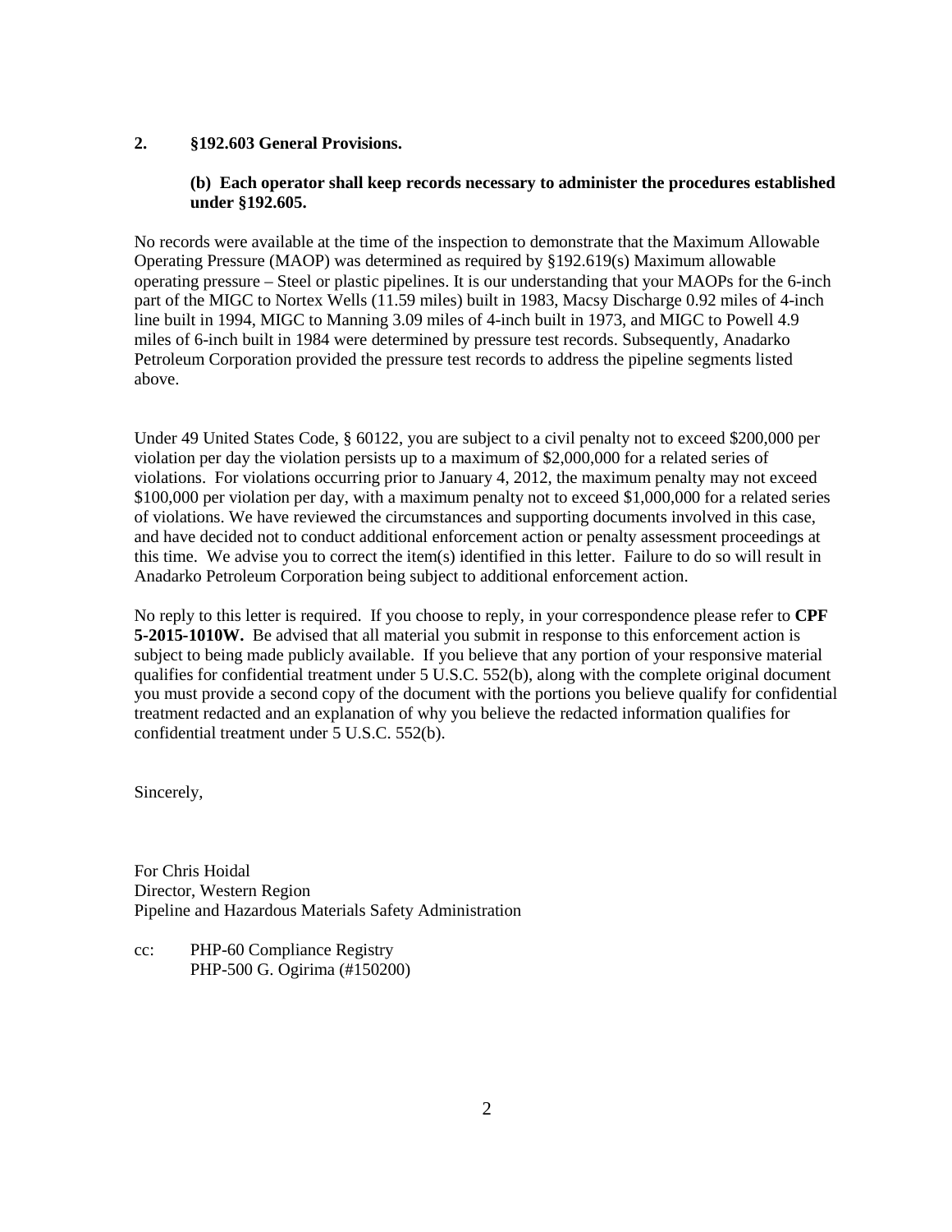**2. §192.603 General Provisions.**

**(b) Each operator shall keep records necessary to administer the procedures established under §192.605.**

No records were available at the time of the inspection to demonstrate that the Maximum Allowable Operating Pressure (MAOP) was determined as required by §192.619(s) Maximum allowable operating pressure – Steel or plastic pipelines. It is our understanding that your MAOPs for the 6-inch part of the MIGC to Nortex Wells (11.59 miles) built in 1983, Macsy Discharge 0.92 miles of 4-inch line built in 1994, MIGC to Manning 3.09 miles of 4-inch built in 1973, and MIGC to Powell 4.9 miles of 6-inch built in 1984 were determined by pressure test records. Subsequently, Anadarko Petroleum Corporation provided the pressure test records to address the pipeline segments listed above.

Under 49 United States Code, § 60122, you are subject to a civil penalty not to exceed $200,000 per violation per day the violation persists up to a maximum of $2,000,000 for a related series of violations. For violations occurring prior to January 4, 2012, the maximum penalty may not exceed $100,000 per violation per day, with a maximum penalty not to exceed $1,000,000 for a related series of violations. We have reviewed the circumstances and supporting documents involved in this case, and have decided not to conduct additional enforcement action or penalty assessment proceedings at this time. We advise you to correct the item(s) identified in this letter. Failure to do so will result in Anadarko Petroleum Corporation being subject to additional enforcement action.

No reply to this letter is required. If you choose to reply, in your correspondence please refer to **CPF 5-2015-1010W.** Be advised that all material you submit in response to this enforcement action is subject to being made publicly available. If you believe that any portion of your responsive material qualifies for confidential treatment under 5 U.S.C. 552(b), along with the complete original document you must provide a second copy of the document with the portions you believe qualify for confidential treatment redacted and an explanation of why you believe the redacted information qualifies for confidential treatment under 5 U.S.C. 552(b).

Sincerely,

For Chris Hoidal
Director, Western Region
Pipeline and Hazardous Materials Safety Administration

cc: PHP-60 Compliance Registry
PHP-500 G. Ogirima (#150200)